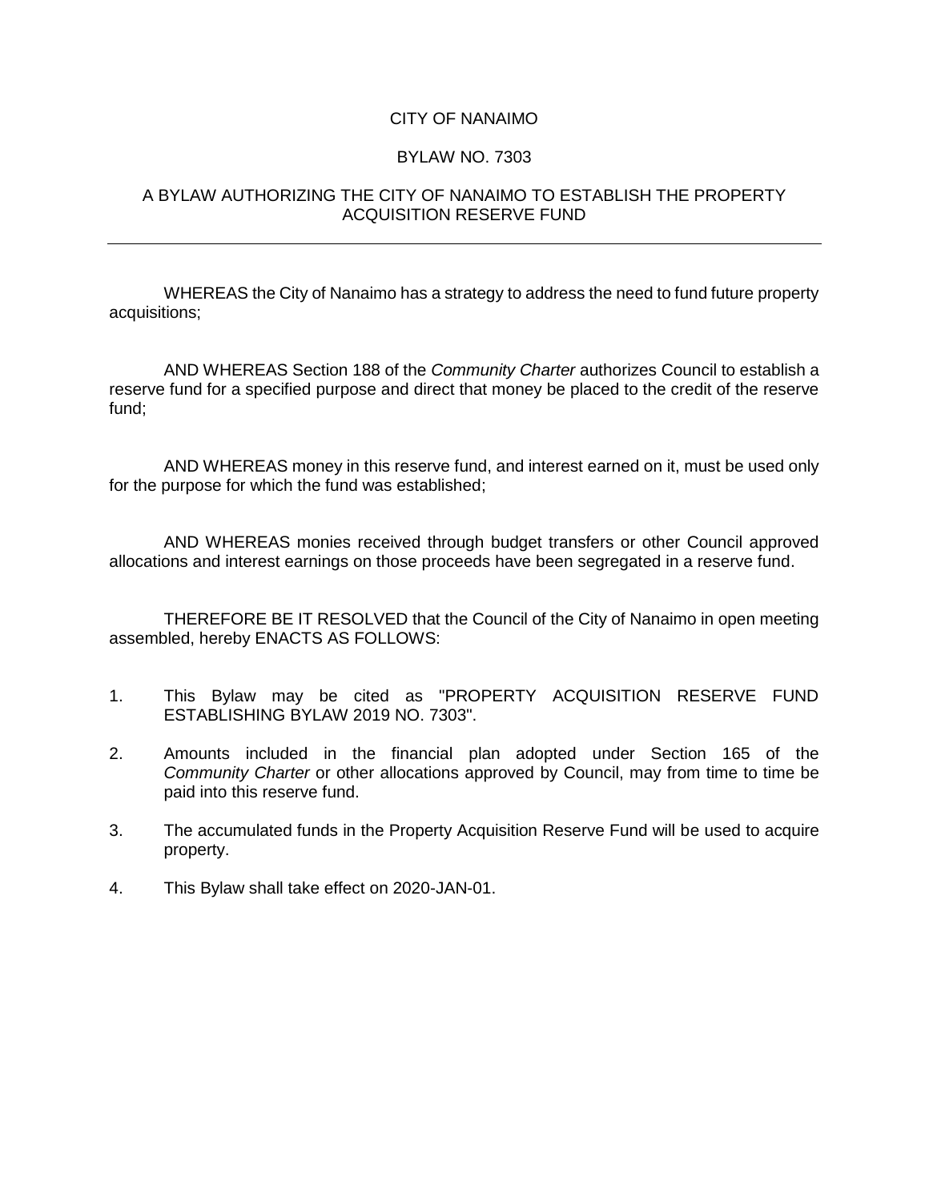# CITY OF NANAIMO

## BYLAW NO. 7303

## A BYLAW AUTHORIZING THE CITY OF NANAIMO TO ESTABLISH THE PROPERTY ACQUISITION RESERVE FUND

---

WHEREAS the City of Nanaimo has a strategy to address the need to fund future property acquisitions;

AND WHEREAS Section 188 of the *Community Charter* authorizes Council to establish a reserve fund for a specified purpose and direct that money be placed to the credit of the reserve fund;

AND WHEREAS money in this reserve fund, and interest earned on it, must be used only for the purpose for which the fund was established;

AND WHEREAS monies received through budget transfers or other Council approved allocations and interest earnings on those proceeds have been segregated in a reserve fund.

THEREFORE BE IT RESOLVED that the Council of the City of Nanaimo in open meeting assembled, hereby ENACTS AS FOLLOWS:

1. This Bylaw may be cited as "PROPERTY ACQUISITION RESERVE FUND ESTABLISHING BYLAW 2019 NO. 7303".

2. Amounts included in the financial plan adopted under Section 165 of the *Community Charter* or other allocations approved by Council, may from time to time be paid into this reserve fund.

3. The accumulated funds in the Property Acquisition Reserve Fund will be used to acquire property.

4. This Bylaw shall take effect on 2020-JAN-01.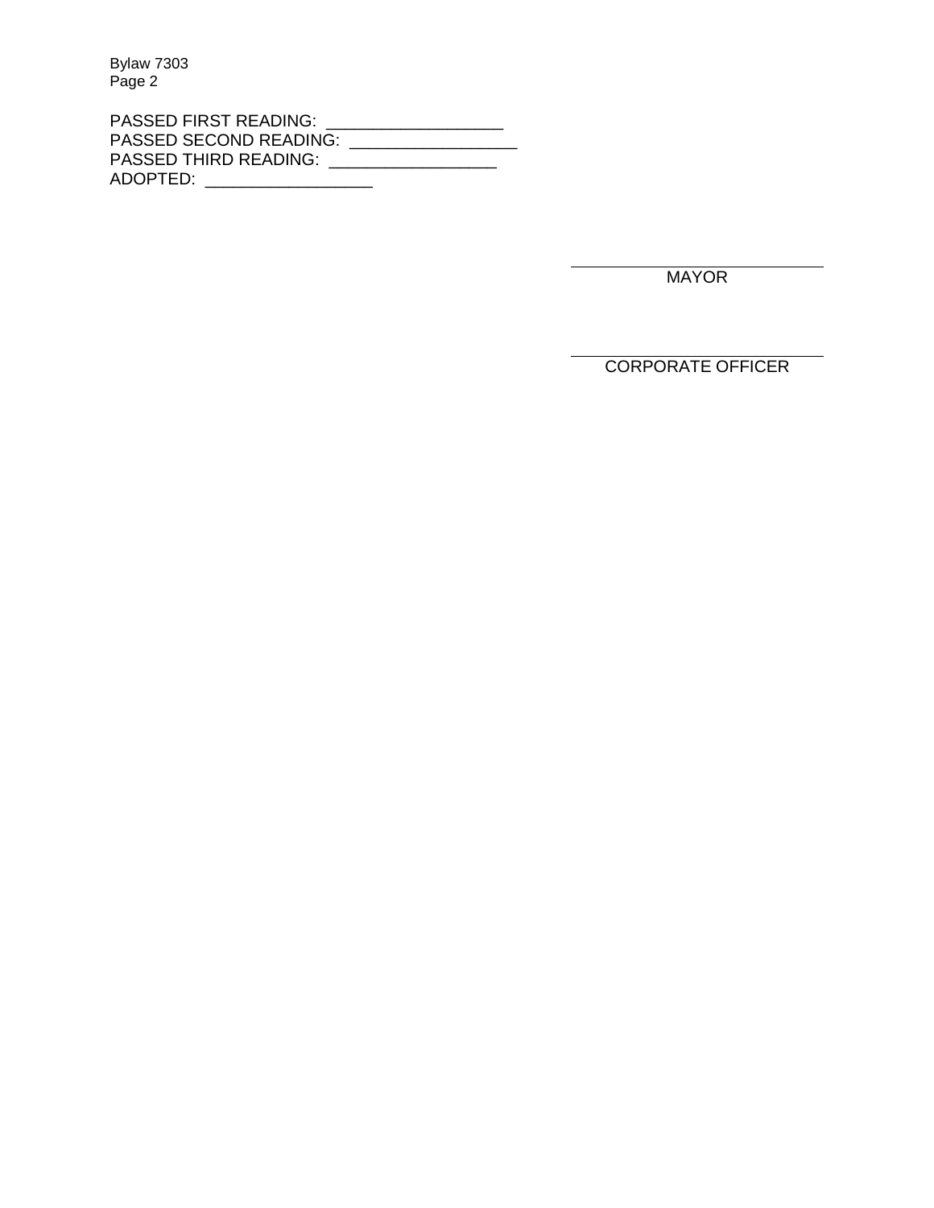PASSED FIRST READING: ___________________
PASSED SECOND READING: __________________
PASSED THIRD READING: __________________
ADOPTED: __________________

_____________________________
MAYOR

_____________________________
CORPORATE OFFICER